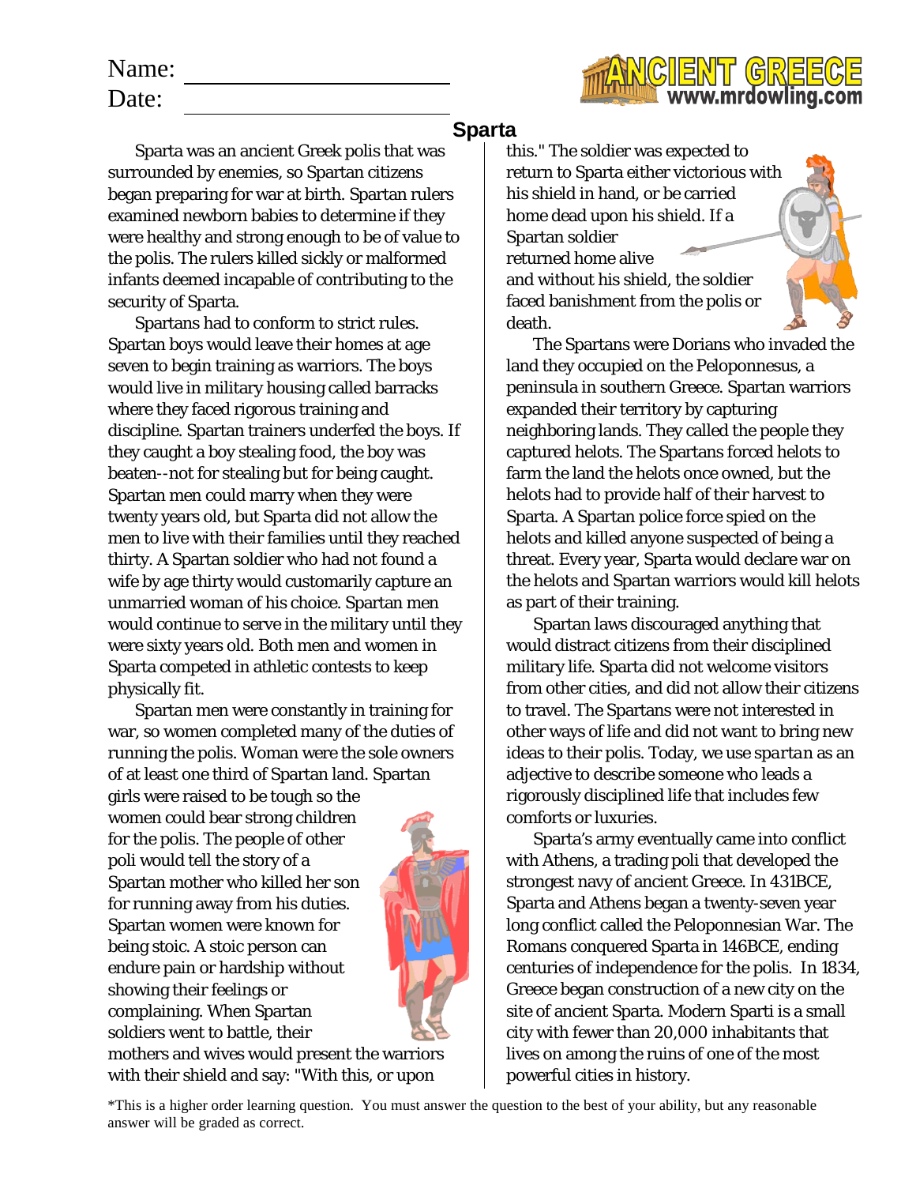Name: ______________________

Date: ______________________

# Sparta

Sparta was an ancient Greek polis that was surrounded by enemies, so Spartan citizens began preparing for war at birth. Spartan rulers examined newborn babies to determine if they were healthy and strong enough to be of value to the polis. The rulers killed sickly or malformed infants deemed incapable of contributing to the security of Sparta.

Spartans had to conform to strict rules. Spartan boys would leave their homes at age seven to begin training as warriors. The boys would live in military housing called barracks where they faced rigorous training and discipline. Spartan trainers underfed the boys. If they caught a boy stealing food, the boy was beaten--not for stealing but for being caught. Spartan men could marry when they were twenty years old, but Sparta did not allow the men to live with their families until they reached thirty. A Spartan soldier who had not found a wife by age thirty would customarily capture an unmarried woman of his choice. Spartan men would continue to serve in the military until they were sixty years old. Both men and women in Sparta competed in athletic contests to keep physically fit.

Spartan men were constantly in training for war, so women completed many of the duties of running the polis. Woman were the sole owners of at least one third of Spartan land. Spartan girls were raised to be tough so the women could bear strong children for the polis. The people of other poli would tell the story of a Spartan mother who killed her son for running away from his duties. Spartan women were known for being stoic. A stoic person can endure pain or hardship without showing their feelings or complaining. When Spartan soldiers went to battle, their mothers and wives would present the warriors with their shield and say: "With this, or upon this." The soldier was expected to return to Sparta either victorious with his shield in hand, or be carried home dead upon his shield. If a Spartan soldier returned home alive and without his shield, the soldier faced banishment from the polis or death.

The Spartans were Dorians who invaded the land they occupied on the Peloponnesus, a peninsula in southern Greece. Spartan warriors expanded their territory by capturing neighboring lands. They called the people they captured helots. The Spartans forced helots to farm the land the helots once owned, but the helots had to provide half of their harvest to Sparta. A Spartan police force spied on the helots and killed anyone suspected of being a threat. Every year, Sparta would declare war on the helots and Spartan warriors would kill helots as part of their training.

Spartan laws discouraged anything that would distract citizens from their disciplined military life. Sparta did not welcome visitors from other cities, and did not allow their citizens to travel. The Spartans were not interested in other ways of life and did not want to bring new ideas to their polis. Today, we use *spartan* as an adjective to describe someone who leads a rigorously disciplined life that includes few comforts or luxuries.

Sparta's army eventually came into conflict with Athens, a trading poli that developed the strongest navy of ancient Greece. In 431BCE, Sparta and Athens began a twenty-seven year long conflict called the Peloponnesian War. The Romans conquered Sparta in 146BCE, ending centuries of independence for the polis. In 1834, Greece began construction of a new city on the site of ancient Sparta. Modern Sparti is a small city with fewer than 20,000 inhabitants that lives on among the ruins of one of the most powerful cities in history.

*This is a higher order learning question. You must answer the question to the best of your ability, but any reasonable answer will be graded as correct.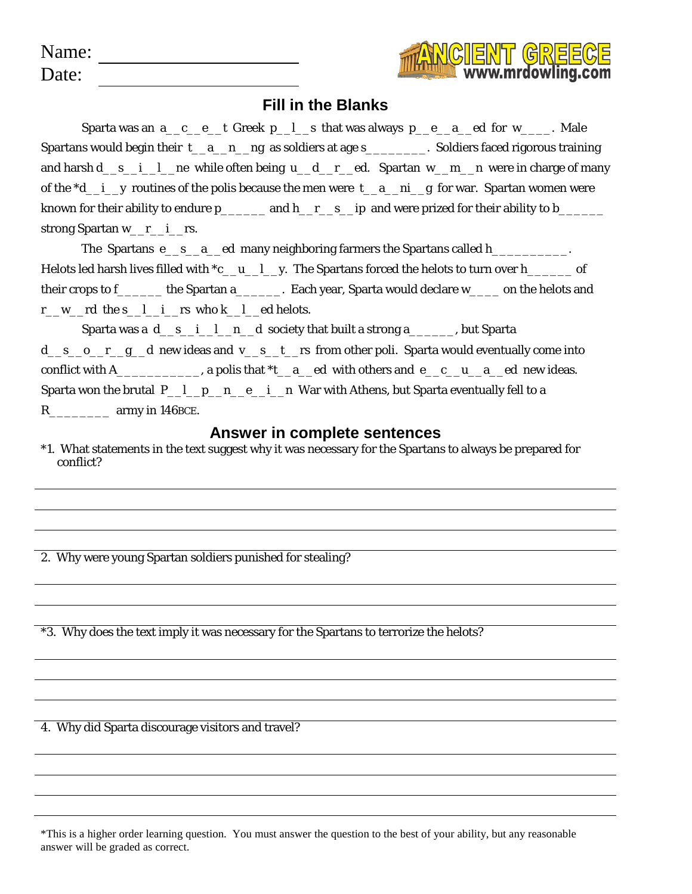Name: ______________________

Date: ______________________

ANCIENT GREECE www.mrdowling.com

## Fill in the Blanks

Sparta was an a__c__e__t Greek p__l__s that was always p__e__a__ed for w____. Male Spartans would begin their t__a__n__ng as soldiers at age s________. Soldiers faced rigorous training and harsh d__s__i__l__ne while often being u__d__r__ed. Spartan w__m__n were in charge of many of the *d__i__y routines of the polis because the men were t__a__ni__g for war. Spartan women were known for their ability to endure p______ and h__r__s__ip and were prized for their ability to b______ strong Spartan w__r__i__rs.

The Spartans e__s__a__ed many neighboring farmers the Spartans called h__________. Helots led harsh lives filled with *c__u__l__y. The Spartans forced the helots to turn over h______ of their crops to f______ the Spartan a______. Each year, Sparta would declare w____ on the helots and r__w__rd the s__l__i__rs who k__l__ed helots.

Sparta was a d__s__i__l__n__d society that built a strong a______, but Sparta d__s__o__r__g__d new ideas and v__s__t__rs from other poli. Sparta would eventually come into conflict with A___________, a polis that *t__a__ed with others and e__c__u__a__ed new ideas. Sparta won the brutal P__l__p__n__e__i__n War with Athens, but Sparta eventually fell to a R________ army in 146BCE.

## Answer in complete sentences

*1. What statements in the text suggest why it was necessary for the Spartans to always be prepared for conflict?

______________________________________________________________________

______________________________________________________________________

______________________________________________________________________

2. Why were young Spartan soldiers punished for stealing?

______________________________________________________________________

______________________________________________________________________

*3. Why does the text imply it was necessary for the Spartans to terrorize the helots?

______________________________________________________________________

______________________________________________________________________

______________________________________________________________________

4. Why did Sparta discourage visitors and travel?

______________________________________________________________________

______________________________________________________________________

______________________________________________________________________

*This is a higher order learning question. You must answer the question to the best of your ability, but any reasonable answer will be graded as correct.